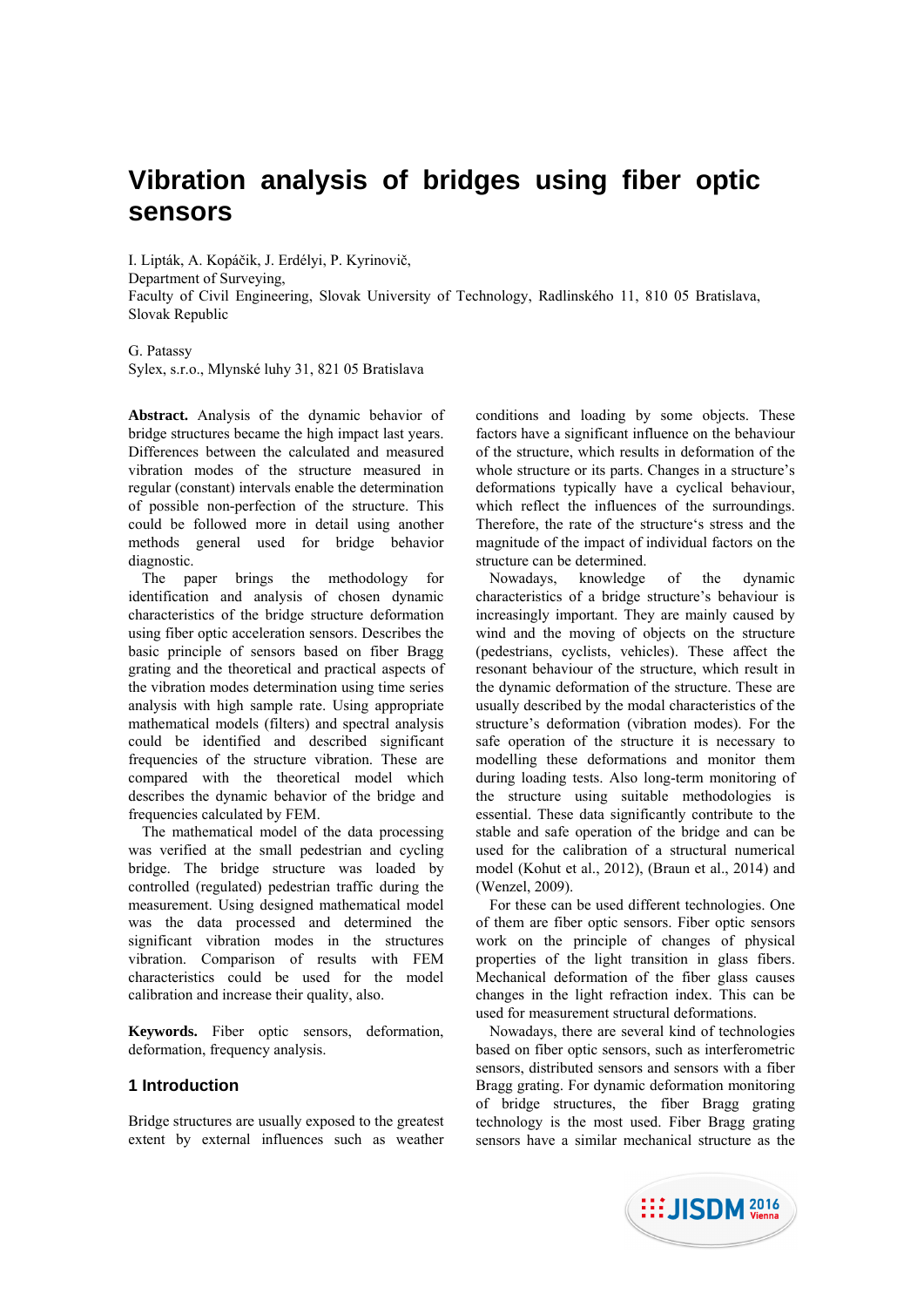# Vibration analysis of bridges using fiber optic sensors

I. Lipták, A. Kopáčik, J. Erdélyi, P. Kyrinovič,  
Department of Surveying,  
Faculty of Civil Engineering, Slovak University of Technology, Radlinského 11, 810 05 Bratislava, Slovak Republic

G. Patassy  
Sylex, s.r.o., Mlynské luhy 31, 821 05 Bratislava

**Abstract.** Analysis of the dynamic behavior of bridge structures became the high impact last years. Differences between the calculated and measured vibration modes of the structure measured in regular (constant) intervals enable the determination of possible non-perfection of the structure. This could be followed more in detail using another methods general used for bridge behavior diagnostic.

The paper brings the methodology for identification and analysis of chosen dynamic characteristics of the bridge structure deformation using fiber optic acceleration sensors. Describes the basic principle of sensors based on fiber Bragg grating and the theoretical and practical aspects of the vibration modes determination using time series analysis with high sample rate. Using appropriate mathematical models (filters) and spectral analysis could be identified and described significant frequencies of the structure vibration. These are compared with the theoretical model which describes the dynamic behavior of the bridge and frequencies calculated by FEM.

The mathematical model of the data processing was verified at the small pedestrian and cycling bridge. The bridge structure was loaded by controlled (regulated) pedestrian traffic during the measurement. Using designed mathematical model was the data processed and determined the significant vibration modes in the structures vibration. Comparison of results with FEM characteristics could be used for the model calibration and increase their quality, also.

**Keywords.** Fiber optic sensors, deformation, deformation, frequency analysis.

## 1 Introduction

Bridge structures are usually exposed to the greatest extent by external influences such as weather conditions and loading by some objects. These factors have a significant influence on the behaviour of the structure, which results in deformation of the whole structure or its parts. Changes in a structure's deformations typically have a cyclical behaviour, which reflect the influences of the surroundings. Therefore, the rate of the structure's stress and the magnitude of the impact of individual factors on the structure can be determined.

Nowadays, knowledge of the dynamic characteristics of a bridge structure's behaviour is increasingly important. They are mainly caused by wind and the moving of objects on the structure (pedestrians, cyclists, vehicles). These affect the resonant behaviour of the structure, which result in the dynamic deformation of the structure. These are usually described by the modal characteristics of the structure's deformation (vibration modes). For the safe operation of the structure it is necessary to modelling these deformations and monitor them during loading tests. Also long-term monitoring of the structure using suitable methodologies is essential. These data significantly contribute to the stable and safe operation of the bridge and can be used for the calibration of a structural numerical model (Kohut et al., 2012), (Braun et al., 2014) and (Wenzel, 2009).

For these can be used different technologies. One of them are fiber optic sensors. Fiber optic sensors work on the principle of changes of physical properties of the light transition in glass fibers. Mechanical deformation of the fiber glass causes changes in the light refraction index. This can be used for measurement structural deformations.

Nowadays, there are several kind of technologies based on fiber optic sensors, such as interferometric sensors, distributed sensors and sensors with a fiber Bragg grating. For dynamic deformation monitoring of bridge structures, the fiber Bragg grating technology is the most used. Fiber Bragg grating sensors have a similar mechanical structure as the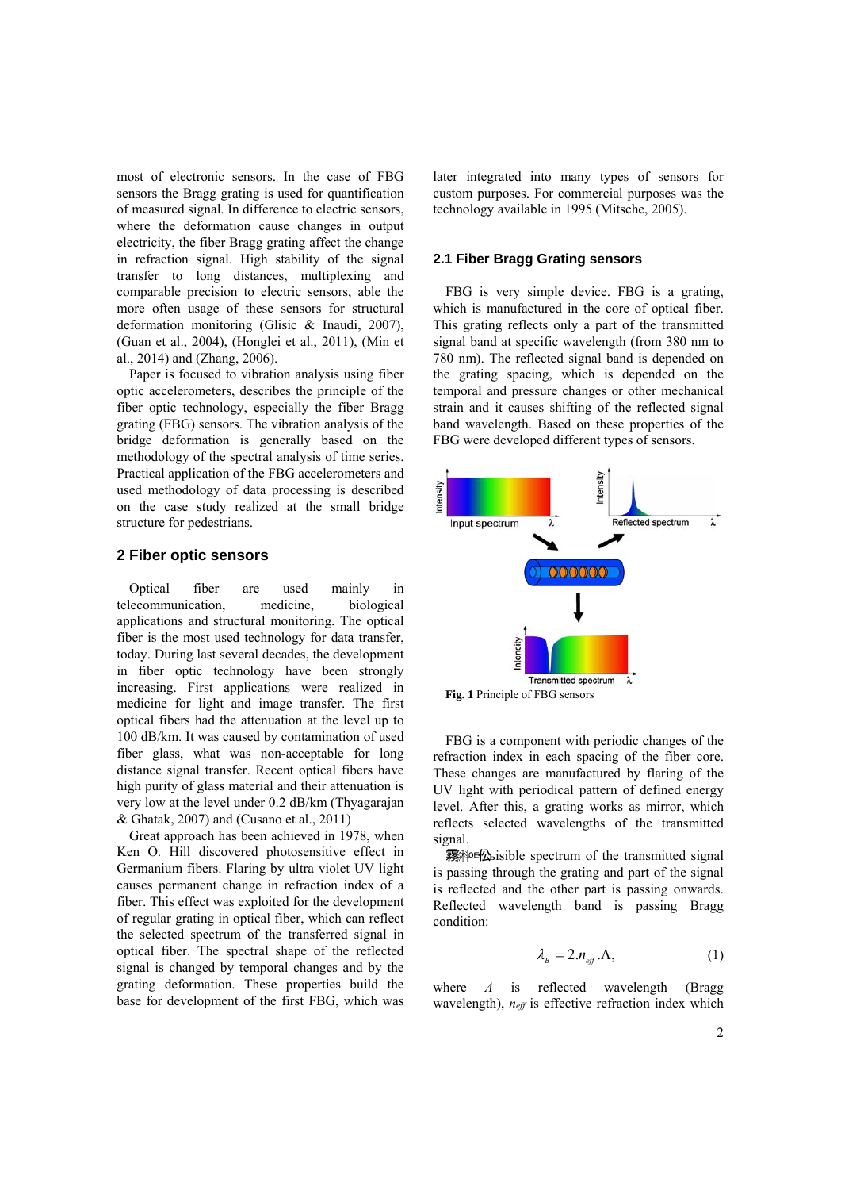most of electronic sensors. In the case of FBG sensors the Bragg grating is used for quantification of measured signal. In difference to electric sensors, where the deformation cause changes in output electricity, the fiber Bragg grating affect the change in refraction signal. High stability of the signal transfer to long distances, multiplexing and comparable precision to electric sensors, able the more often usage of these sensors for structural deformation monitoring (Glisic & Inaudi, 2007), (Guan et al., 2004), (Honglei et al., 2011), (Min et al., 2014) and (Zhang, 2006).

Paper is focused to vibration analysis using fiber optic accelerometers, describes the principle of the fiber optic technology, especially the fiber Bragg grating (FBG) sensors. The vibration analysis of the bridge deformation is generally based on the methodology of the spectral analysis of time series. Practical application of the FBG accelerometers and used methodology of data processing is described on the case study realized at the small bridge structure for pedestrians.

## 2 Fiber optic sensors

Optical fiber are used mainly in telecommunication, medicine, biological applications and structural monitoring. The optical fiber is the most used technology for data transfer, today. During last several decades, the development in fiber optic technology have been strongly increasing. First applications were realized in medicine for light and image transfer. The first optical fibers had the attenuation at the level up to 100 dB/km. It was caused by contamination of used fiber glass, what was non-acceptable for long distance signal transfer. Recent optical fibers have high purity of glass material and their attenuation is very low at the level under 0.2 dB/km (Thyagarajan & Ghatak, 2007) and (Cusano et al., 2011)

Great approach has been achieved in 1978, when Ken O. Hill discovered photosensitive effect in Germanium fibers. Flaring by ultra violet UV light causes permanent change in refraction index of a fiber. This effect was exploited for the development of regular grating in optical fiber, which can reflect the selected spectrum of the transferred signal in optical fiber. The spectral shape of the reflected signal is changed by temporal changes and by the grating deformation. These properties build the base for development of the first FBG, which was later integrated into many types of sensors for custom purposes. For commercial purposes was the technology available in 1995 (Mitsche, 2005).

### 2.1 Fiber Bragg Grating sensors

FBG is very simple device. FBG is a grating, which is manufactured in the core of optical fiber. This grating reflects only a part of the transmitted signal band at specific wavelength (from 380 nm to 780 nm). The reflected signal band is depended on the grating spacing, which is depended on the temporal and pressure changes or other mechanical strain and it causes shifting of the reflected signal band wavelength. Based on these properties of the FBG were developed different types of sensors.

**Fig. 1** Principle of FBG sensors

FBG is a component with periodic changes of the refraction index in each spacing of the fiber core. These changes are manufactured by flaring of the UV light with periodical pattern of defined energy level. After this, a grating works as mirror, which reflects selected wavelengths of the transmitted signal.

Visible spectrum of the transmitted signal is passing through the grating and part of the signal is reflected and the other part is passing onwards. Reflected wavelength band is passing Bragg condition:

$$\lambda_B = 2.n_{eff}.\Lambda, \tag{1}$$

where $\Lambda$ is reflected wavelength (Bragg wavelength), $n_{eff}$ is effective refraction index which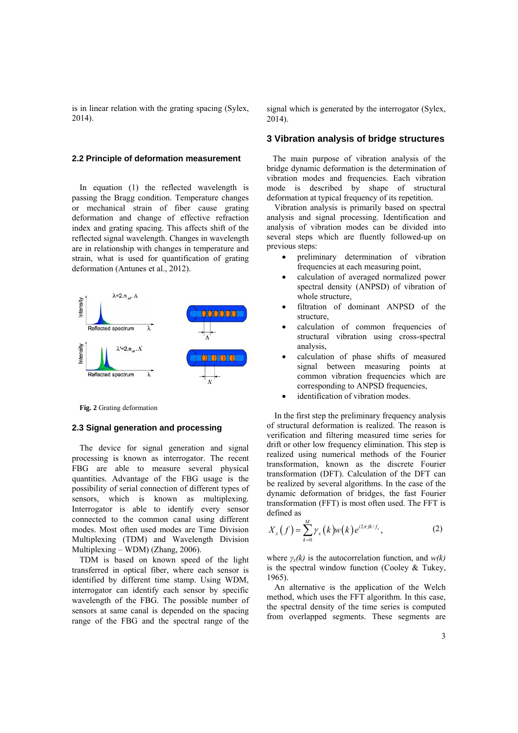is in linear relation with the grating spacing (Sylex, 2014).

### 2.2 Principle of deformation measurement

In equation (1) the reflected wavelength is passing the Bragg condition. Temperature changes or mechanical strain of fiber cause grating deformation and change of effective refraction index and grating spacing. This affects shift of the reflected signal wavelength. Changes in wavelength are in relationship with changes in temperature and strain, what is used for quantification of grating deformation (Antunes et al., 2012).

**Fig. 2** Grating deformation

### 2.3 Signal generation and processing

The device for signal generation and signal processing is known as interrogator. The recent FBG are able to measure several physical quantities. Advantage of the FBG usage is the possibility of serial connection of different types of sensors, which is known as multiplexing. Interrogator is able to identify every sensor connected to the common canal using different modes. Most often used modes are Time Division Multiplexing (TDM) and Wavelength Division Multiplexing – WDM) (Zhang, 2006).

TDM is based on known speed of the light transferred in optical fiber, where each sensor is identified by different time stamp. Using WDM, interrogator can identify each sensor by specific wavelength of the FBG. The possible number of sensors at same canal is depended on the spacing range of the FBG and the spectral range of the signal which is generated by the interrogator (Sylex, 2014).

## 3 Vibration analysis of bridge structures

The main purpose of vibration analysis of the bridge dynamic deformation is the determination of vibration modes and frequencies. Each vibration mode is described by shape of structural deformation at typical frequency of its repetition.

Vibration analysis is primarily based on spectral analysis and signal processing. Identification and analysis of vibration modes can be divided into several steps which are fluently followed-up on previous steps:

- preliminary determination of vibration frequencies at each measuring point,
- calculation of averaged normalized power spectral density (ANPSD) of vibration of whole structure,
- filtration of dominant ANPSD of the structure,
- calculation of common frequencies of structural vibration using cross-spectral analysis,
- calculation of phase shifts of measured signal between measuring points at common vibration frequencies which are corresponding to ANPSD frequencies,
- identification of vibration modes.

In the first step the preliminary frequency analysis of structural deformation is realized. The reason is verification and filtering measured time series for drift or other low frequency elimination. This step is realized using numerical methods of the Fourier transformation, known as the discrete Fourier transformation (DFT). Calculation of the DFT can be realized by several algorithms. In the case of the dynamic deformation of bridges, the fast Fourier transformation (FFT) is most often used. The FFT is defined as

$$X_x(f) = \sum_{k=0}^{M} \gamma_x(k) w(k) e^{i 2\pi f k / f_s}, \qquad (2)$$

where $\gamma_x(k)$ is the autocorrelation function, and $w(k)$ is the spectral window function (Cooley & Tukey, 1965).

An alternative is the application of the Welch method, which uses the FFT algorithm. In this case, the spectral density of the time series is computed from overlapped segments. These segments are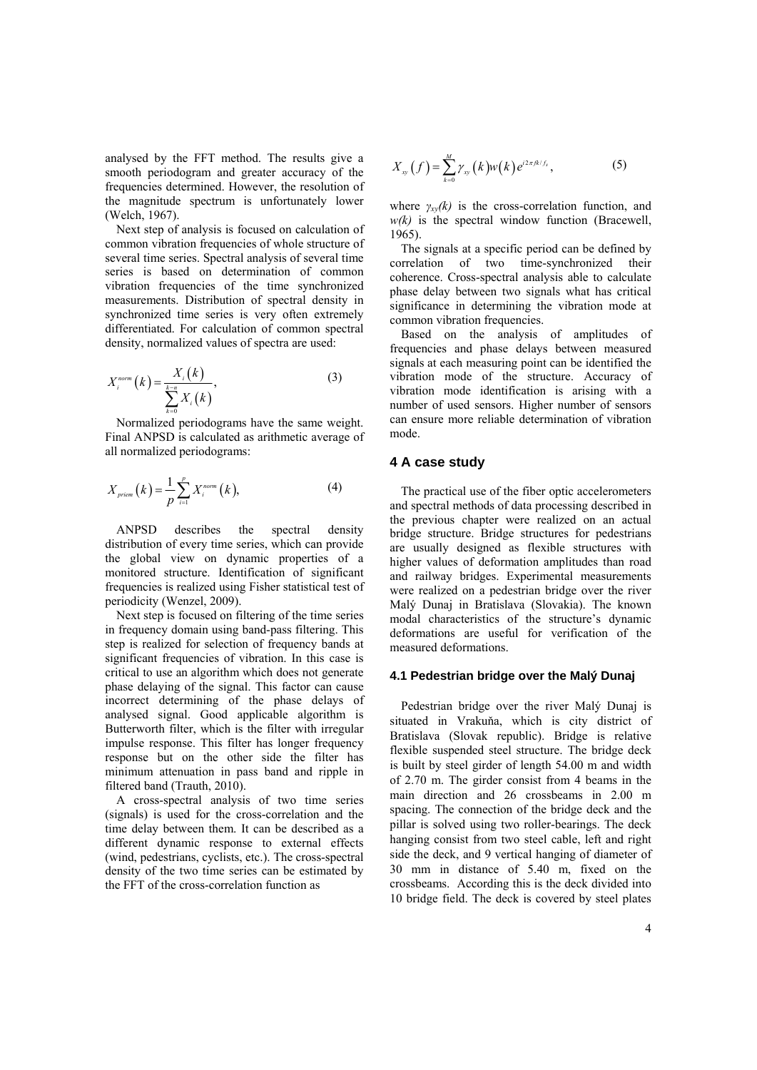analysed by the FFT method. The results give a smooth periodogram and greater accuracy of the frequencies determined. However, the resolution of the magnitude spectrum is unfortunately lower (Welch, 1967).

Next step of analysis is focused on calculation of common vibration frequencies of whole structure of several time series. Spectral analysis of several time series is based on determination of common vibration frequencies of the time synchronized measurements. Distribution of spectral density in synchronized time series is very often extremely differentiated. For calculation of common spectral density, normalized values of spectra are used:

$$X_i^{norm}(k) = \frac{X_i(k)}{\sum_{k=0}^{k-n} X_i(k)}, \tag{3}$$

Normalized periodograms have the same weight. Final ANPSD is calculated as arithmetic average of all normalized periodograms:

$$X_{priem}(k) = \frac{1}{p}\sum_{i=1}^{p} X_i^{norm}(k), \tag{4}$$

ANPSD describes the spectral density distribution of every time series, which can provide the global view on dynamic properties of a monitored structure. Identification of significant frequencies is realized using Fisher statistical test of periodicity (Wenzel, 2009).

Next step is focused on filtering of the time series in frequency domain using band-pass filtering. This step is realized for selection of frequency bands at significant frequencies of vibration. In this case is critical to use an algorithm which does not generate phase delaying of the signal. This factor can cause incorrect determining of the phase delays of analysed signal. Good applicable algorithm is Butterworth filter, which is the filter with irregular impulse response. This filter has longer frequency response but on the other side the filter has minimum attenuation in pass band and ripple in filtered band (Trauth, 2010).

A cross-spectral analysis of two time series (signals) is used for the cross-correlation and the time delay between them. It can be described as a different dynamic response to external effects (wind, pedestrians, cyclists, etc.). The cross-spectral density of the two time series can be estimated by the FFT of the cross-correlation function as

$$X_{xy}(f) = \sum_{k=0}^{M} \gamma_{xy}(k) w(k) e^{i2\pi fk/f_s}, \tag{5}$$

where $\gamma_{xy}(k)$ is the cross-correlation function, and $w(k)$ is the spectral window function (Bracewell, 1965).

The signals at a specific period can be defined by correlation of two time-synchronized their coherence. Cross-spectral analysis able to calculate phase delay between two signals what has critical significance in determining the vibration mode at common vibration frequencies.

Based on the analysis of amplitudes of frequencies and phase delays between measured signals at each measuring point can be identified the vibration mode of the structure. Accuracy of vibration mode identification is arising with a number of used sensors. Higher number of sensors can ensure more reliable determination of vibration mode.

## 4 A case study

The practical use of the fiber optic accelerometers and spectral methods of data processing described in the previous chapter were realized on an actual bridge structure. Bridge structures for pedestrians are usually designed as flexible structures with higher values of deformation amplitudes than road and railway bridges. Experimental measurements were realized on a pedestrian bridge over the river Malý Dunaj in Bratislava (Slovakia). The known modal characteristics of the structure's dynamic deformations are useful for verification of the measured deformations.

### 4.1 Pedestrian bridge over the Malý Dunaj

Pedestrian bridge over the river Malý Dunaj is situated in Vrakuňa, which is city district of Bratislava (Slovak republic). Bridge is relative flexible suspended steel structure. The bridge deck is built by steel girder of length 54.00 m and width of 2.70 m. The girder consist from 4 beams in the main direction and 26 crossbeams in 2.00 m spacing. The connection of the bridge deck and the pillar is solved using two roller-bearings. The deck hanging consist from two steel cable, left and right side the deck, and 9 vertical hanging of diameter of 30 mm in distance of 5.40 m, fixed on the crossbeams. According this is the deck divided into 10 bridge field. The deck is covered by steel plates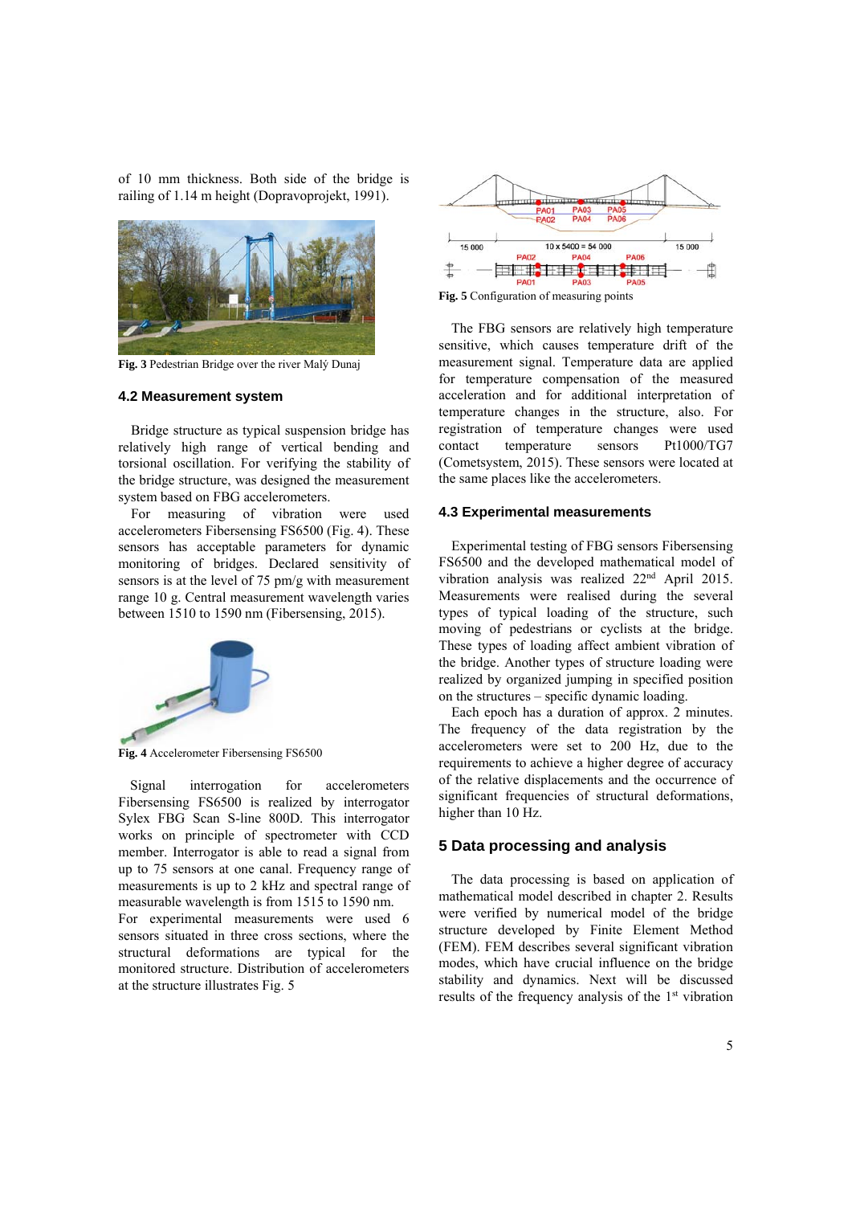of 10 mm thickness. Both side of the bridge is railing of 1.14 m height (Dopravoprojekt, 1991).

**Fig. 3** Pedestrian Bridge over the river Malý Dunaj

### 4.2 Measurement system

Bridge structure as typical suspension bridge has relatively high range of vertical bending and torsional oscillation. For verifying the stability of the bridge structure, was designed the measurement system based on FBG accelerometers.

For measuring of vibration were used accelerometers Fibersensing FS6500 (Fig. 4). These sensors has acceptable parameters for dynamic monitoring of bridges. Declared sensitivity of sensors is at the level of 75 pm/g with measurement range 10 g. Central measurement wavelength varies between 1510 to 1590 nm (Fibersensing, 2015).

**Fig. 4** Accelerometer Fibersensing FS6500

Signal interrogation for accelerometers Fibersensing FS6500 is realized by interrogator Sylex FBG Scan S-line 800D. This interrogator works on principle of spectrometer with CCD member. Interrogator is able to read a signal from up to 75 sensors at one canal. Frequency range of measurements is up to 2 kHz and spectral range of measurable wavelength is from 1515 to 1590 nm.

For experimental measurements were used 6 sensors situated in three cross sections, where the structural deformations are typical for the monitored structure. Distribution of accelerometers at the structure illustrates Fig. 5

**Fig. 5** Configuration of measuring points

The FBG sensors are relatively high temperature sensitive, which causes temperature drift of the measurement signal. Temperature data are applied for temperature compensation of the measured acceleration and for additional interpretation of temperature changes in the structure, also. For registration of temperature changes were used contact temperature sensors Pt1000/TG7 (Cometsystem, 2015). These sensors were located at the same places like the accelerometers.

### 4.3 Experimental measurements

Experimental testing of FBG sensors Fibersensing FS6500 and the developed mathematical model of vibration analysis was realized 22nd April 2015. Measurements were realised during the several types of typical loading of the structure, such moving of pedestrians or cyclists at the bridge. These types of loading affect ambient vibration of the bridge. Another types of structure loading were realized by organized jumping in specified position on the structures – specific dynamic loading.

Each epoch has a duration of approx. 2 minutes. The frequency of the data registration by the accelerometers were set to 200 Hz, due to the requirements to achieve a higher degree of accuracy of the relative displacements and the occurrence of significant frequencies of structural deformations, higher than 10 Hz.

## 5 Data processing and analysis

The data processing is based on application of mathematical model described in chapter 2. Results were verified by numerical model of the bridge structure developed by Finite Element Method (FEM). FEM describes several significant vibration modes, which have crucial influence on the bridge stability and dynamics. Next will be discussed results of the frequency analysis of the 1st vibration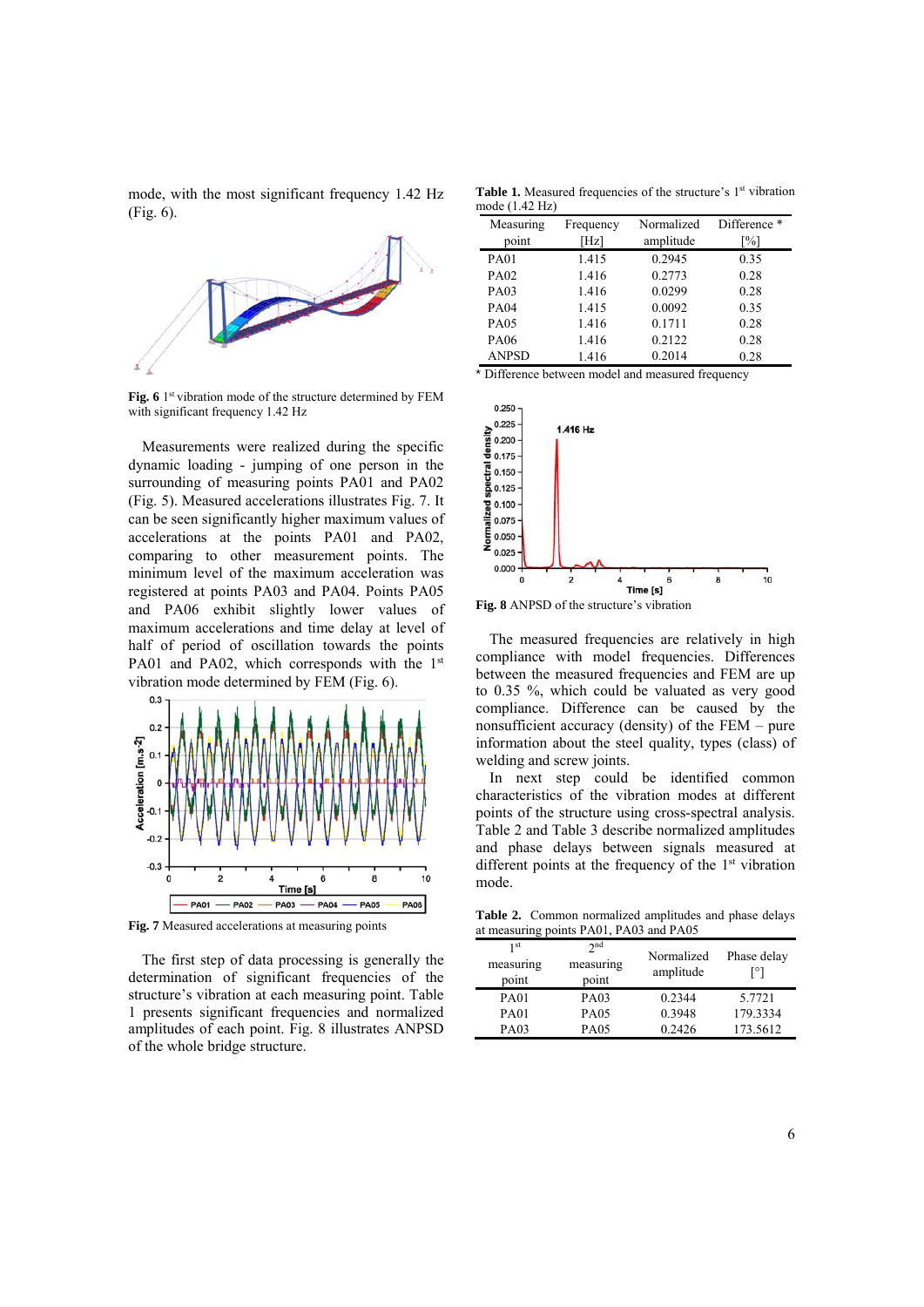mode, with the most significant frequency 1.42 Hz (Fig. 6).

**Fig. 6** 1st vibration mode of the structure determined by FEM with significant frequency 1.42 Hz

Measurements were realized during the specific dynamic loading - jumping of one person in the surrounding of measuring points PA01 and PA02 (Fig. 5). Measured accelerations illustrates Fig. 7. It can be seen significantly higher maximum values of accelerations at the points PA01 and PA02, comparing to other measurement points. The minimum level of the maximum acceleration was registered at points PA03 and PA04. Points PA05 and PA06 exhibit slightly lower values of maximum accelerations and time delay at level of half of period of oscillation towards the points PA01 and PA02, which corresponds with the 1st vibration mode determined by FEM (Fig. 6).

**Fig. 7** Measured accelerations at measuring points

The first step of data processing is generally the determination of significant frequencies of the structure's vibration at each measuring point. Table 1 presents significant frequencies and normalized amplitudes of each point. Fig. 8 illustrates ANPSD of the whole bridge structure.

**Table 1.** Measured frequencies of the structure's 1st vibration mode (1.42 Hz)

| Measuring point | Frequency [Hz] | Normalized amplitude | Difference * [%] |
|---|---|---|---|
| PA01 | 1.415 | 0.2945 | 0.35 |
| PA02 | 1.416 | 0.2773 | 0.28 |
| PA03 | 1.416 | 0.0299 | 0.28 |
| PA04 | 1.415 | 0.0092 | 0.35 |
| PA05 | 1.416 | 0.1711 | 0.28 |
| PA06 | 1.416 | 0.2122 | 0.28 |
| ANPSD | 1.416 | 0.2014 | 0.28 |

\* Difference between model and measured frequency

**Fig. 8** ANPSD of the structure's vibration

The measured frequencies are relatively in high compliance with model frequencies. Differences between the measured frequencies and FEM are up to 0.35 %, which could be valuated as very good compliance. Difference can be caused by the nonsufficient accuracy (density) of the FEM – pure information about the steel quality, types (class) of welding and screw joints.

In next step could be identified common characteristics of the vibration modes at different points of the structure using cross-spectral analysis. Table 2 and Table 3 describe normalized amplitudes and phase delays between signals measured at different points at the frequency of the 1st vibration mode.

**Table 2.** Common normalized amplitudes and phase delays at measuring points PA01, PA03 and PA05

| 1st measuring point | 2nd measuring point | Normalized amplitude | Phase delay [°] |
|---|---|---|---|
| PA01 | PA03 | 0.2344 | 5.7721 |
| PA01 | PA05 | 0.3948 | 179.3334 |
| PA03 | PA05 | 0.2426 | 173.5612 |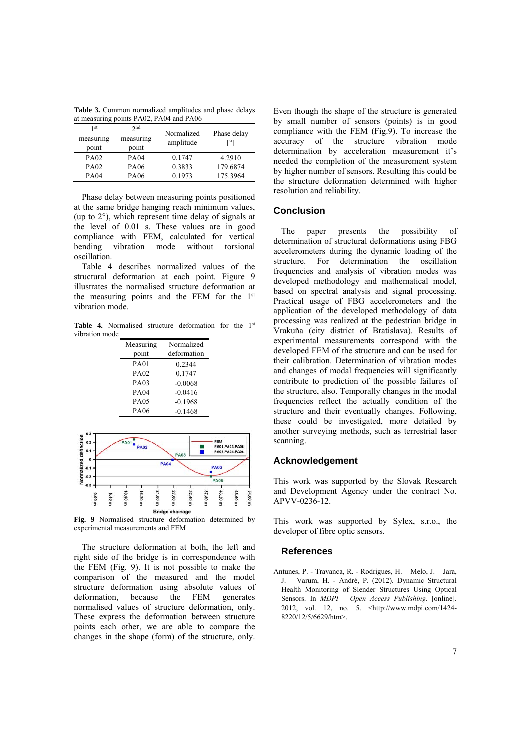**Table 3.** Common normalized amplitudes and phase delays at measuring points PA02, PA04 and PA06

| 1st measuring point | 2nd measuring point | Normalized amplitude | Phase delay [°] |
|---|---|---|---|
| PA02 | PA04 | 0.1747 | 4.2910 |
| PA02 | PA06 | 0.3833 | 179.6874 |
| PA04 | PA06 | 0.1973 | 175.3964 |

Phase delay between measuring points positioned at the same bridge hanging reach minimum values, (up to 2°), which represent time delay of signals at the level of 0.01 s. These values are in good compliance with FEM, calculated for vertical bending vibration mode without torsional oscillation.

Table 4 describes normalized values of the structural deformation at each point. Figure 9 illustrates the normalised structure deformation at the measuring points and the FEM for the 1st vibration mode.

**Table 4.** Normalised structure deformation for the 1st vibration mode

| Measuring point | Normalized deformation |
|---|---|
| PA01 | 0.2344 |
| PA02 | 0.1747 |
| PA03 | -0.0068 |
| PA04 | -0.0416 |
| PA05 | -0.1968 |
| PA06 | -0.1468 |

**Fig. 9** Normalised structure deformation determined by experimental measurements and FEM

The structure deformation at both, the left and right side of the bridge is in correspondence with the FEM (Fig. 9). It is not possible to make the comparison of the measured and the model structure deformation using absolute values of deformation, because the FEM generates normalised values of structure deformation, only. These express the deformation between structure points each other, we are able to compare the changes in the shape (form) of the structure, only.

Even though the shape of the structure is generated by small number of sensors (points) is in good compliance with the FEM (Fig.9). To increase the accuracy of the structure vibration mode determination by acceleration measurement it's needed the completion of the measurement system by higher number of sensors. Resulting this could be the structure deformation determined with higher resolution and reliability.

## Conclusion

The paper presents the possibility of determination of structural deformations using FBG accelerometers during the dynamic loading of the structure. For determination the oscillation frequencies and analysis of vibration modes was developed methodology and mathematical model, based on spectral analysis and signal processing. Practical usage of FBG accelerometers and the application of the developed methodology of data processing was realized at the pedestrian bridge in Vrakuňa (city district of Bratislava). Results of experimental measurements correspond with the developed FEM of the structure and can be used for their calibration. Determination of vibration modes and changes of modal frequencies will significantly contribute to prediction of the possible failures of the structure, also. Temporally changes in the modal frequencies reflect the actually condition of the structure and their eventually changes. Following, these could be investigated, more detailed by another surveying methods, such as terrestrial laser scanning.

## Acknowledgement

This work was supported by the Slovak Research and Development Agency under the contract No. APVV-0236-12.

This work was supported by Sylex, s.r.o., the developer of fibre optic sensors.

## References

Antunes, P. - Travanca, R. - Rodrigues, H. – Melo, J. – Jara, J. – Varum, H. - André, P. (2012). Dynamic Structural Health Monitoring of Slender Structures Using Optical Sensors. In *MDPI – Open Access Publishing.* [online]. 2012, vol. 12, no. 5. <http://www.mdpi.com/1424-8220/12/5/6629/htm>.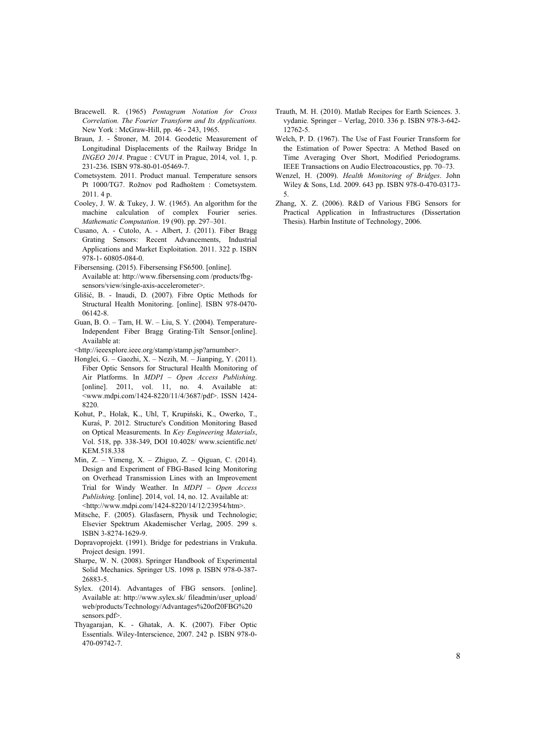Bracewell. R. (1965) *Pentagram Notation for Cross Correlation. The Fourier Transform and Its Applications.* New York : McGraw-Hill, pp. 46 - 243, 1965.

Braun, J. - Štroner, M. 2014. Geodetic Measurement of Longitudinal Displacements of the Railway Bridge In *INGEO 2014*. Prague : CVUT in Prague, 2014, vol. 1, p. 231-236. ISBN 978-80-01-05469-7.

Cometsystem. 2011. Product manual. Temperature sensors Pt 1000/TG7. Rožnov pod Radhoštem : Cometsystem. 2011. 4 p.

Cooley, J. W. & Tukey, J. W. (1965). An algorithm for the machine calculation of complex Fourier series. *Mathematic Computation*. 19 (90). pp. 297–301.

Cusano, A. - Cutolo, A. - Albert, J. (2011). Fiber Bragg Grating Sensors: Recent Advancements, Industrial Applications and Market Exploitation. 2011. 322 p. ISBN 978-1- 60805-084-0.

Fibersensing. (2015). Fibersensing FS6500. [online]. Available at: http://www.fibersensing.com /products/fbg-sensors/view/single-axis-accelerometer>.

Glišić, B. - Inaudi, D. (2007). Fibre Optic Methods for Structural Health Monitoring. [online]. ISBN 978-0470-06142-8.

Guan, B. O. – Tam, H. W. – Liu, S. Y. (2004). Temperature-Independent Fiber Bragg Grating-Tilt Sensor.[online]. Available at:
<http://ieeexplore.ieee.org/stamp/stamp.jsp?arnumber>.

Honglei, G. – Gaozhi, X. – Nezih, M. – Jianping, Y. (2011). Fiber Optic Sensors for Structural Health Monitoring of Air Platforms. In *MDPI – Open Access Publishing*. [online]. 2011, vol. 11, no. 4. Available at: <www.mdpi.com/1424-8220/11/4/3687/pdf>. ISSN 1424-8220.

Kohut, P., Holak, K., Uhl, T, Krupiński, K., Owerko, T., Kuraś, P. 2012. Structure's Condition Monitoring Based on Optical Measurements. In *Key Engineering Materials*, Vol. 518, pp. 338-349, DOI 10.4028/ www.scientific.net/ KEM.518.338

Min, Z. – Yimeng, X. – Zhiguo, Z. – Qiguan, C. (2014). Design and Experiment of FBG-Based Icing Monitoring on Overhead Transmission Lines with an Improvement Trial for Windy Weather. In *MDPI – Open Access Publishing.* [online]. 2014, vol. 14, no. 12. Available at: <http://www.mdpi.com/1424-8220/14/12/23954/htm>.

Mitsche, F. (2005). Glasfasern, Physik und Technologie; Elsevier Spektrum Akademischer Verlag, 2005. 299 s. ISBN 3-8274-1629-9.

Dopravoprojekt. (1991). Bridge for pedestrians in Vrakuňa. Project design. 1991.

Sharpe, W. N. (2008). Springer Handbook of Experimental Solid Mechanics. Springer US. 1098 p. ISBN 978-0-387-26883-5.

Sylex. (2014). Advantages of FBG sensors. [online]. Available at: http://www.sylex.sk/ fileadmin/user_upload/ web/products/Technology/Advantages%20of20FBG%20 sensors.pdf>.

Thyagarajan, K. - Ghatak, A. K. (2007). Fiber Optic Essentials. Wiley-Interscience, 2007. 242 p. ISBN 978-0-470-09742-7.

Trauth, M. H. (2010). Matlab Recipes for Earth Sciences. 3. vydanie. Springer – Verlag, 2010. 336 p. ISBN 978-3-642-12762-5.

Welch, P. D. (1967). The Use of Fast Fourier Transform for the Estimation of Power Spectra: A Method Based on Time Averaging Over Short, Modified Periodograms. IEEE Transactions on Audio Electroacoustics, pp. 70–73.

Wenzel, H. (2009). *Health Monitoring of Bridges*. John Wiley & Sons, Ltd. 2009. 643 pp. ISBN 978-0-470-03173-5.

Zhang, X. Z. (2006). R&D of Various FBG Sensors for Practical Application in Infrastructures (Dissertation Thesis). Harbin Institute of Technology, 2006.